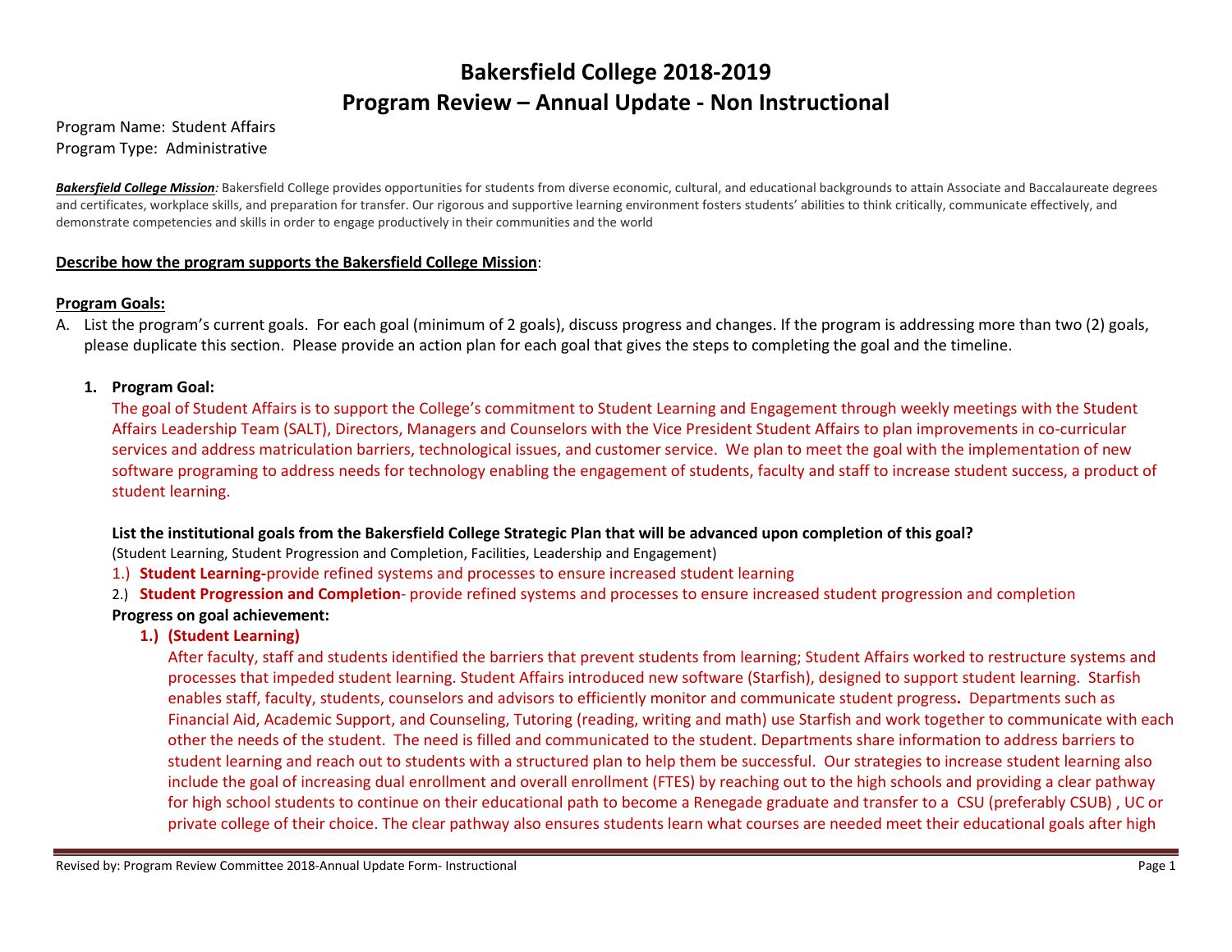# Bakersfield College 2018-2019
# Program Review – Annual Update - Non Instructional

Program Name: Student Affairs
Program Type: Administrative

***Bakersfield College Mission**:* Bakersfield College provides opportunities for students from diverse economic, cultural, and educational backgrounds to attain Associate and Baccalaureate degrees and certificates, workplace skills, and preparation for transfer. Our rigorous and supportive learning environment fosters students' abilities to think critically, communicate effectively, and demonstrate competencies and skills in order to engage productively in their communities and the world

**Describe how the program supports the Bakersfield College Mission**:

**Program Goals:**

A. List the program's current goals. For each goal (minimum of 2 goals), discuss progress and changes. If the program is addressing more than two (2) goals, please duplicate this section. Please provide an action plan for each goal that gives the steps to completing the goal and the timeline.

1. **Program Goal:**

   The goal of Student Affairs is to support the College's commitment to Student Learning and Engagement through weekly meetings with the Student Affairs Leadership Team (SALT), Directors, Managers and Counselors with the Vice President Student Affairs to plan improvements in co-curricular services and address matriculation barriers, technological issues, and customer service. We plan to meet the goal with the implementation of new software programing to address needs for technology enabling the engagement of students, faculty and staff to increase student success, a product of student learning.

   **List the institutional goals from the Bakersfield College Strategic Plan that will be advanced upon completion of this goal?**

   (Student Learning, Student Progression and Completion, Facilities, Leadership and Engagement)

   1.) **Student Learning-**provide refined systems and processes to ensure increased student learning

   2.) **Student Progression and Completion**- provide refined systems and processes to ensure increased student progression and completion

   **Progress on goal achievement:**

   1.) **(Student Learning)**

   After faculty, staff and students identified the barriers that prevent students from learning; Student Affairs worked to restructure systems and processes that impeded student learning. Student Affairs introduced new software (Starfish), designed to support student learning. Starfish enables staff, faculty, students, counselors and advisors to efficiently monitor and communicate student progress**.** Departments such as Financial Aid, Academic Support, and Counseling, Tutoring (reading, writing and math) use Starfish and work together to communicate with each other the needs of the student. The need is filled and communicated to the student. Departments share information to address barriers to student learning and reach out to students with a structured plan to help them be successful. Our strategies to increase student learning also include the goal of increasing dual enrollment and overall enrollment (FTES) by reaching out to the high schools and providing a clear pathway for high school students to continue on their educational path to become a Renegade graduate and transfer to a CSU (preferably CSUB) , UC or private college of their choice. The clear pathway also ensures students learn what courses are needed meet their educational goals after high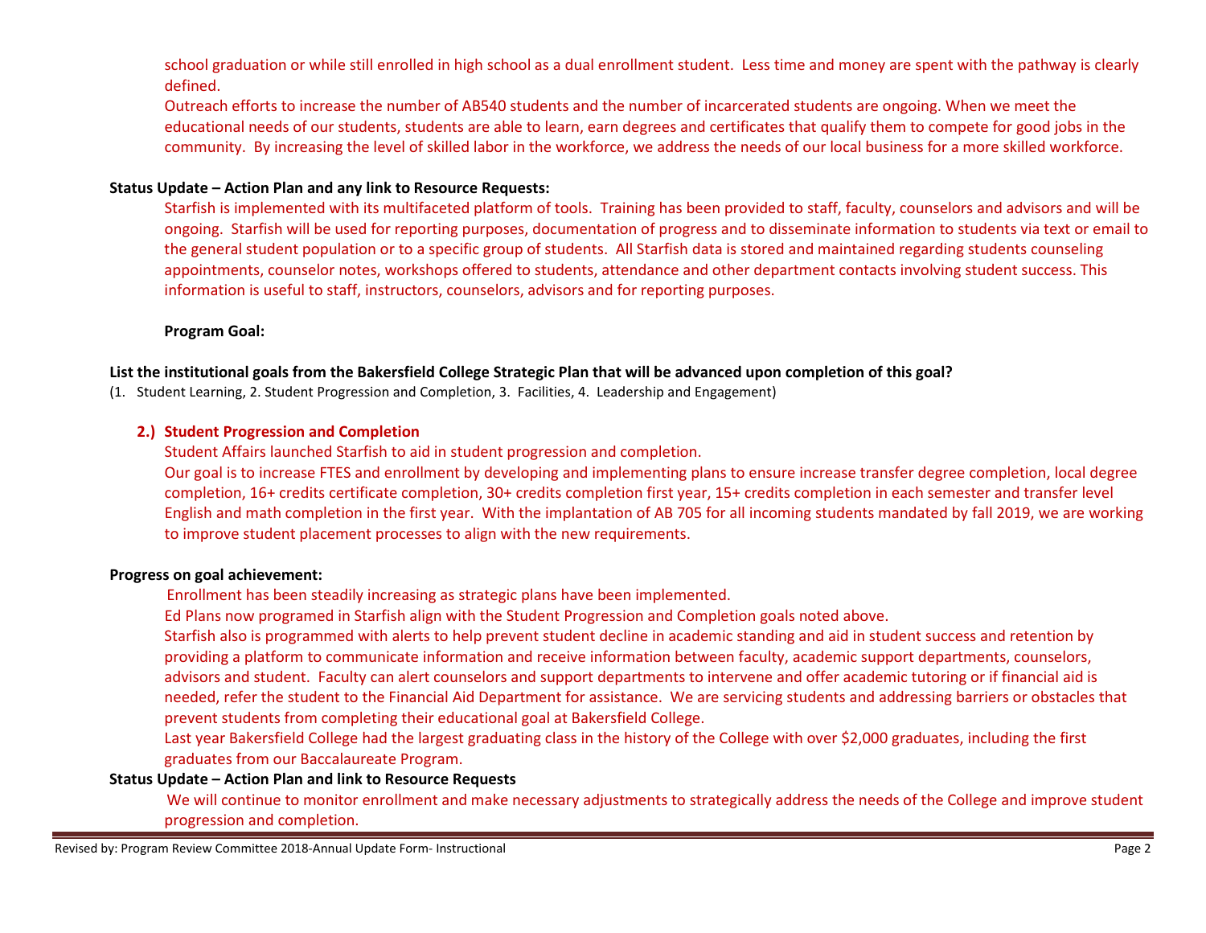school graduation or while still enrolled in high school as a dual enrollment student. Less time and money are spent with the pathway is clearly defined.

Outreach efforts to increase the number of AB540 students and the number of incarcerated students are ongoing. When we meet the educational needs of our students, students are able to learn, earn degrees and certificates that qualify them to compete for good jobs in the community. By increasing the level of skilled labor in the workforce, we address the needs of our local business for a more skilled workforce.

**Status Update – Action Plan and any link to Resource Requests:**

Starfish is implemented with its multifaceted platform of tools. Training has been provided to staff, faculty, counselors and advisors and will be ongoing. Starfish will be used for reporting purposes, documentation of progress and to disseminate information to students via text or email to the general student population or to a specific group of students. All Starfish data is stored and maintained regarding students counseling appointments, counselor notes, workshops offered to students, attendance and other department contacts involving student success. This information is useful to staff, instructors, counselors, advisors and for reporting purposes.

**Program Goal:**

**List the institutional goals from the Bakersfield College Strategic Plan that will be advanced upon completion of this goal?**

(1. Student Learning, 2. Student Progression and Completion, 3. Facilities, 4. Leadership and Engagement)

**2.) Student Progression and Completion**

Student Affairs launched Starfish to aid in student progression and completion.

Our goal is to increase FTES and enrollment by developing and implementing plans to ensure increase transfer degree completion, local degree completion, 16+ credits certificate completion, 30+ credits completion first year, 15+ credits completion in each semester and transfer level English and math completion in the first year. With the implantation of AB 705 for all incoming students mandated by fall 2019, we are working to improve student placement processes to align with the new requirements.

**Progress on goal achievement:**

Enrollment has been steadily increasing as strategic plans have been implemented.

Ed Plans now programed in Starfish align with the Student Progression and Completion goals noted above.

Starfish also is programmed with alerts to help prevent student decline in academic standing and aid in student success and retention by providing a platform to communicate information and receive information between faculty, academic support departments, counselors, advisors and student. Faculty can alert counselors and support departments to intervene and offer academic tutoring or if financial aid is needed, refer the student to the Financial Aid Department for assistance. We are servicing students and addressing barriers or obstacles that prevent students from completing their educational goal at Bakersfield College.

Last year Bakersfield College had the largest graduating class in the history of the College with over $2,000 graduates, including the first graduates from our Baccalaureate Program.

**Status Update – Action Plan and link to Resource Requests**

We will continue to monitor enrollment and make necessary adjustments to strategically address the needs of the College and improve student progression and completion.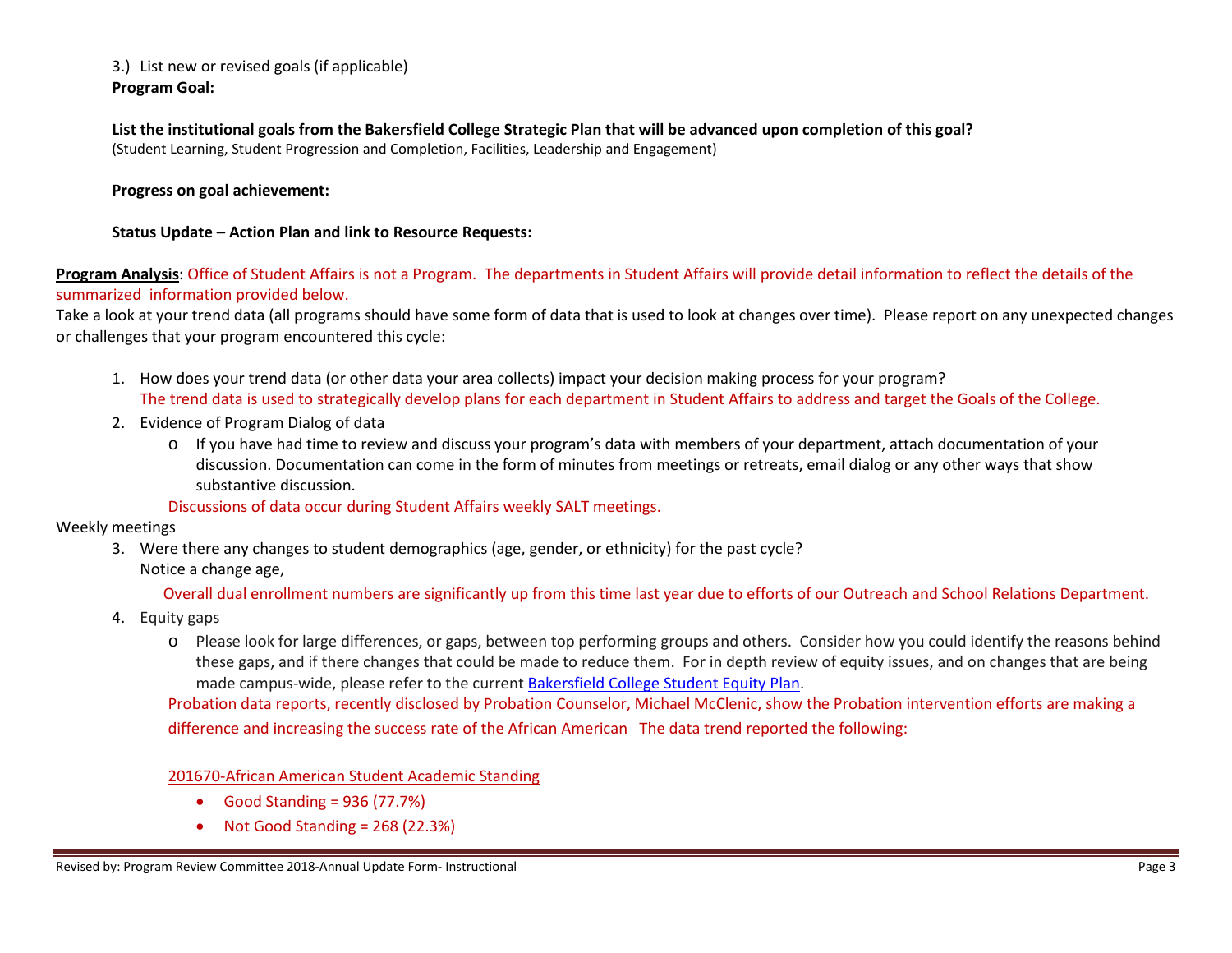3.) List new or revised goals (if applicable)
**Program Goal:**

**List the institutional goals from the Bakersfield College Strategic Plan that will be advanced upon completion of this goal?**
(Student Learning, Student Progression and Completion, Facilities, Leadership and Engagement)

**Progress on goal achievement:**

**Status Update – Action Plan and link to Resource Requests:**

**Program Analysis**: Office of Student Affairs is not a Program. The departments in Student Affairs will provide detail information to reflect the details of the summarized information provided below.

Take a look at your trend data (all programs should have some form of data that is used to look at changes over time). Please report on any unexpected changes or challenges that your program encountered this cycle:

1. How does your trend data (or other data your area collects) impact your decision making process for your program?
   The trend data is used to strategically develop plans for each department in Student Affairs to address and target the Goals of the College.
2. Evidence of Program Dialog of data
   - If you have had time to review and discuss your program's data with members of your department, attach documentation of your discussion. Documentation can come in the form of minutes from meetings or retreats, email dialog or any other ways that show substantive discussion.

   Discussions of data occur during Student Affairs weekly SALT meetings.

Weekly meetings

3. Were there any changes to student demographics (age, gender, or ethnicity) for the past cycle?
   Notice a change age,

   Overall dual enrollment numbers are significantly up from this time last year due to efforts of our Outreach and School Relations Department.
4. Equity gaps
   - Please look for large differences, or gaps, between top performing groups and others. Consider how you could identify the reasons behind these gaps, and if there changes that could be made to reduce them. For in depth review of equity issues, and on changes that are being made campus-wide, please refer to the current [Bakersfield College Student Equity Plan](#).

   Probation data reports, recently disclosed by Probation Counselor, Michael McClenic, show the Probation intervention efforts are making a difference and increasing the success rate of the African American The data trend reported the following:

   201670-African American Student Academic Standing

   - Good Standing = 936 (77.7%)
   - Not Good Standing = 268 (22.3%)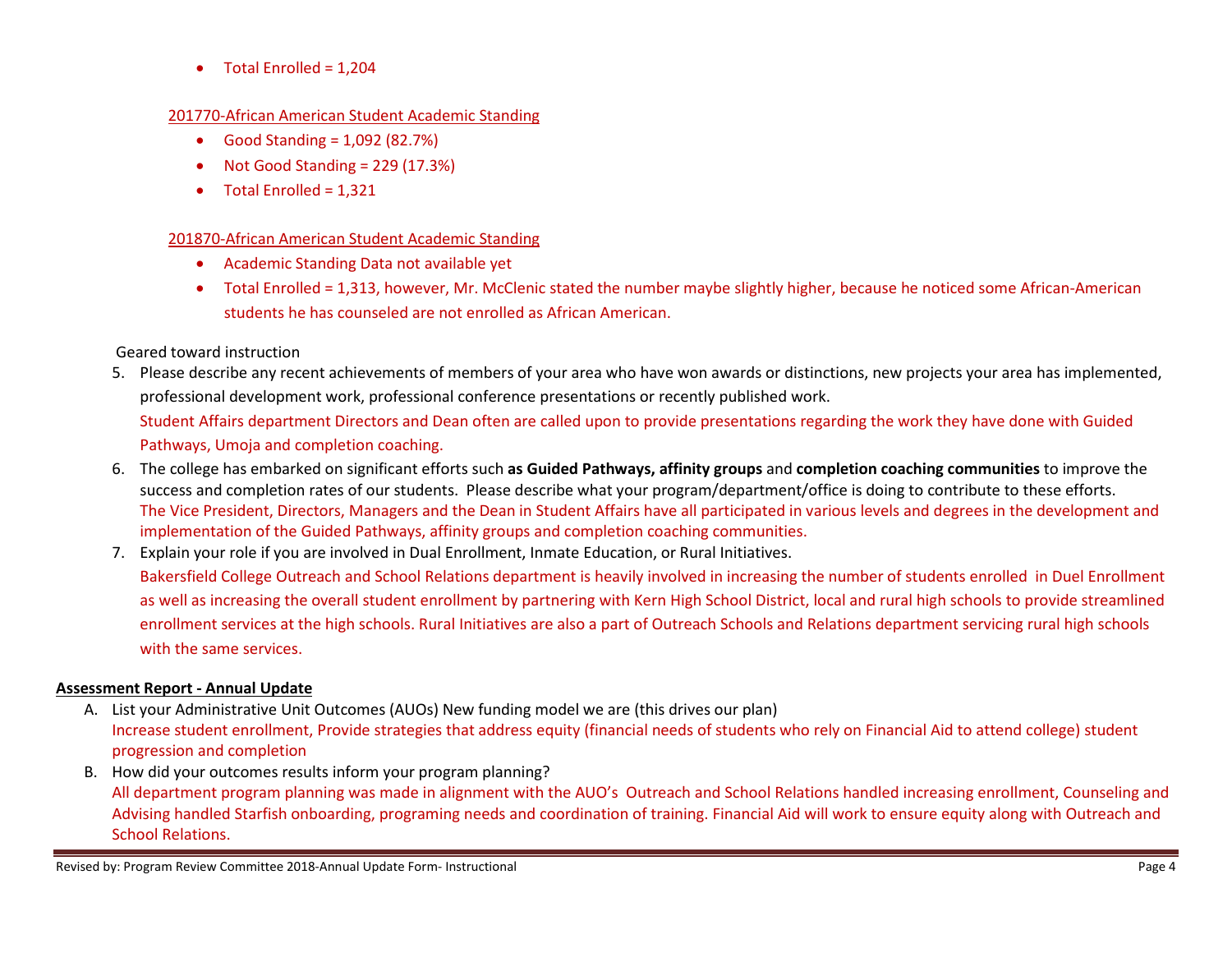- Total Enrolled = 1,204

201770-African American Student Academic Standing

- Good Standing = 1,092 (82.7%)
- Not Good Standing = 229 (17.3%)
- Total Enrolled = 1,321

201870-African American Student Academic Standing

- Academic Standing Data not available yet
- Total Enrolled = 1,313, however, Mr. McClenic stated the number maybe slightly higher, because he noticed some African-American students he has counseled are not enrolled as African American.

Geared toward instruction

5. Please describe any recent achievements of members of your area who have won awards or distinctions, new projects your area has implemented, professional development work, professional conference presentations or recently published work.

   Student Affairs department Directors and Dean often are called upon to provide presentations regarding the work they have done with Guided Pathways, Umoja and completion coaching.

6. The college has embarked on significant efforts such **as Guided Pathways, affinity groups** and **completion coaching communities** to improve the success and completion rates of our students. Please describe what your program/department/office is doing to contribute to these efforts.

   The Vice President, Directors, Managers and the Dean in Student Affairs have all participated in various levels and degrees in the development and implementation of the Guided Pathways, affinity groups and completion coaching communities.

7. Explain your role if you are involved in Dual Enrollment, Inmate Education, or Rural Initiatives.

   Bakersfield College Outreach and School Relations department is heavily involved in increasing the number of students enrolled in Duel Enrollment as well as increasing the overall student enrollment by partnering with Kern High School District, local and rural high schools to provide streamlined enrollment services at the high schools. Rural Initiatives are also a part of Outreach Schools and Relations department servicing rural high schools with the same services.

**Assessment Report - Annual Update**

A. List your Administrative Unit Outcomes (AUOs) New funding model we are (this drives our plan)

   Increase student enrollment, Provide strategies that address equity (financial needs of students who rely on Financial Aid to attend college) student progression and completion

B. How did your outcomes results inform your program planning?

   All department program planning was made in alignment with the AUO's Outreach and School Relations handled increasing enrollment, Counseling and Advising handled Starfish onboarding, programing needs and coordination of training. Financial Aid will work to ensure equity along with Outreach and School Relations.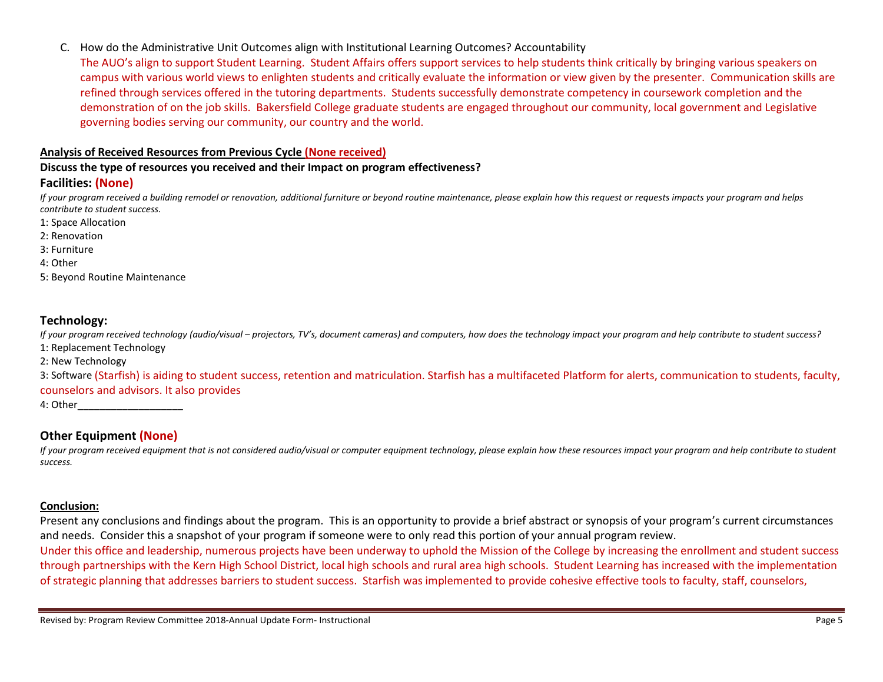C. How do the Administrative Unit Outcomes align with Institutional Learning Outcomes? Accountability

   The AUO's align to support Student Learning. Student Affairs offers support services to help students think critically by bringing various speakers on campus with various world views to enlighten students and critically evaluate the information or view given by the presenter. Communication skills are refined through services offered in the tutoring departments. Students successfully demonstrate competency in coursework completion and the demonstration of on the job skills. Bakersfield College graduate students are engaged throughout our community, local government and Legislative governing bodies serving our community, our country and the world.

**Analysis of Received Resources from Previous Cycle (None received)**

**Discuss the type of resources you received and their Impact on program effectiveness?**

### Facilities: (None)

*If your program received a building remodel or renovation, additional furniture or beyond routine maintenance, please explain how this request or requests impacts your program and helps contribute to student success.*

1: Space Allocation
2: Renovation
3: Furniture
4: Other
5: Beyond Routine Maintenance

### Technology:

*If your program received technology (audio/visual – projectors, TV's, document cameras) and computers, how does the technology impact your program and help contribute to student success?*

1: Replacement Technology
2: New Technology
3: Software (Starfish) is aiding to student success, retention and matriculation. Starfish has a multifaceted Platform for alerts, communication to students, faculty, counselors and advisors. It also provides
4: Other___________________

### Other Equipment (None)

*If your program received equipment that is not considered audio/visual or computer equipment technology, please explain how these resources impact your program and help contribute to student success.*

**Conclusion:**

Present any conclusions and findings about the program. This is an opportunity to provide a brief abstract or synopsis of your program's current circumstances and needs. Consider this a snapshot of your program if someone were to only read this portion of your annual program review.

Under this office and leadership, numerous projects have been underway to uphold the Mission of the College by increasing the enrollment and student success through partnerships with the Kern High School District, local high schools and rural area high schools. Student Learning has increased with the implementation of strategic planning that addresses barriers to student success. Starfish was implemented to provide cohesive effective tools to faculty, staff, counselors,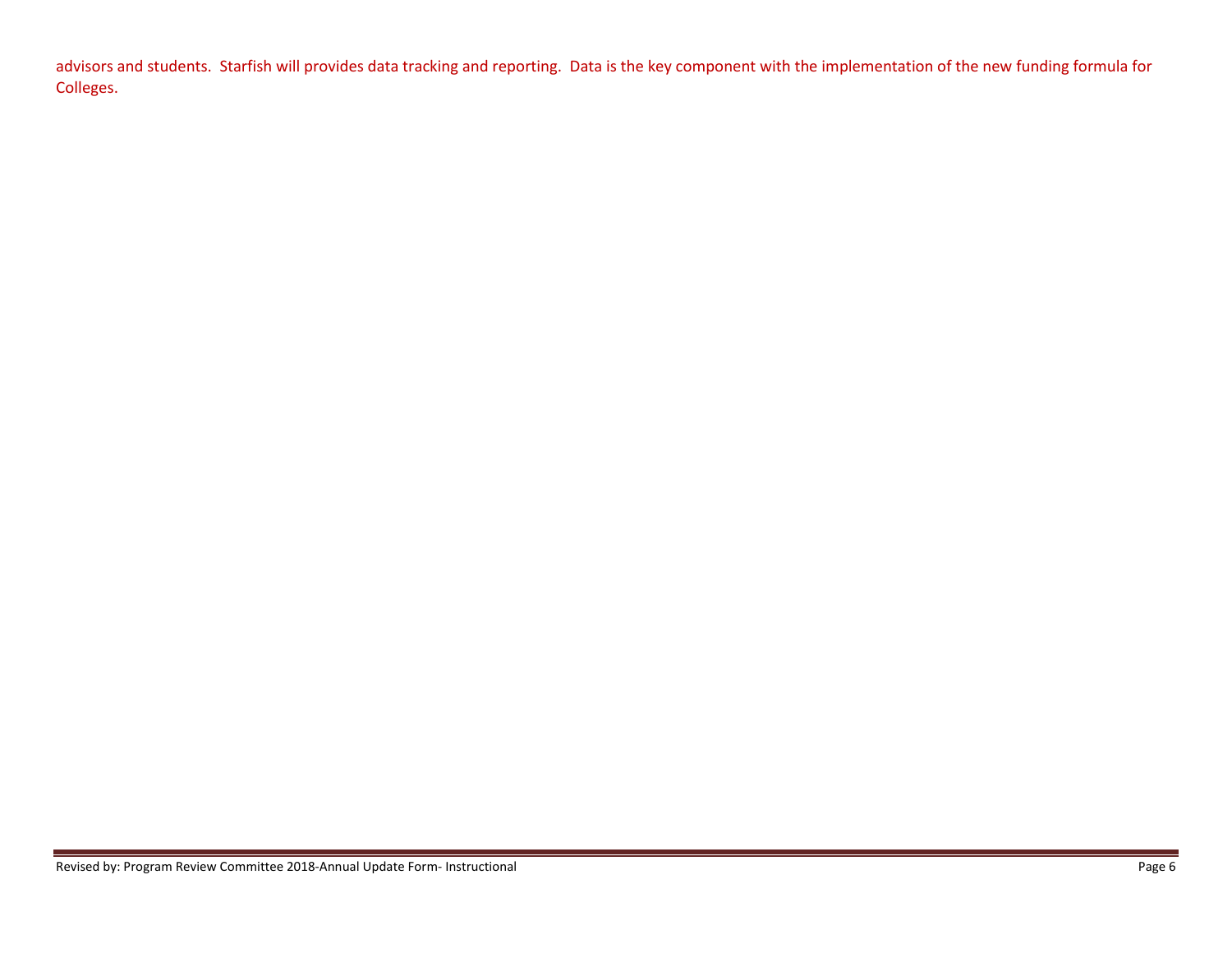advisors and students. Starfish will provides data tracking and reporting. Data is the key component with the implementation of the new funding formula for Colleges.